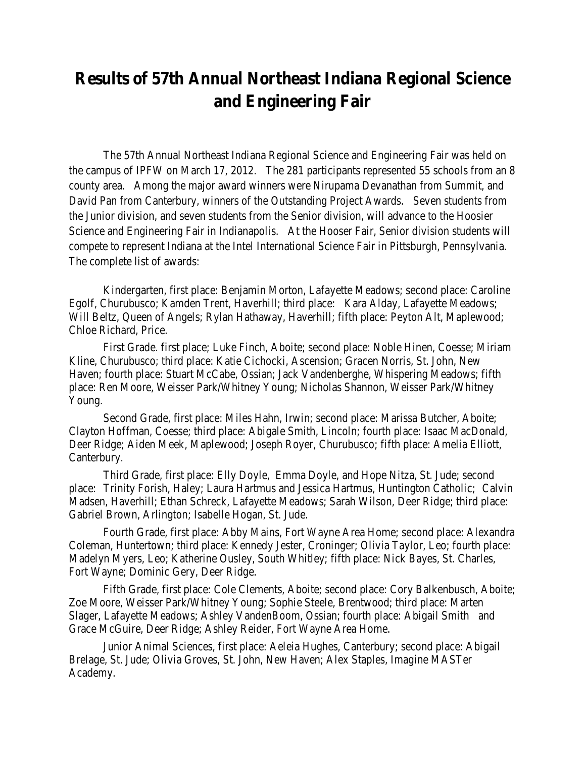# Results of 57th Annual Northeast Indiana Regional Science and Engineering Fair

The 57th Annual Northeast Indiana Regional Science and Engineering Fair was held on the campus of IPFW on March 17, 2012. The 281 participants represented 55 schools from an 8 county area. Among the major award winners were Nirupama Devanathan from Summit, and David Pan from Canterbury, winners of the Outstanding Project Awards. Seven students from the Junior division, and seven students from the Senior division, will advance to the Hoosier Science and Engineering Fair in Indianapolis. At the Hooser Fair, Senior division students will compete to represent Indiana at the Intel International Science Fair in Pittsburgh, Pennsylvania. The complete list of awards:

Kindergarten, first place: Benjamin Morton, Lafayette Meadows; second place: Caroline Egolf, Churubusco; Kamden Trent, Haverhill; third place: Kara Alday, Lafayette Meadows; Will Beltz, Queen of Angels; Rylan Hathaway, Haverhill; fifth place: Peyton Alt, Maplewood; Chloe Richard, Price.

First Grade. first place; Luke Finch, Aboite; second place: Noble Hinen, Coesse; Miriam Kline, Churubusco; third place: Katie Cichocki, Ascension; Gracen Norris, St. John, New Haven; fourth place: Stuart McCabe, Ossian; Jack Vandenberghe, Whispering Meadows; fifth place: Ren Moore, Weisser Park/Whitney Young; Nicholas Shannon, Weisser Park/Whitney Young.

Second Grade, first place: Miles Hahn, Irwin; second place: Marissa Butcher, Aboite; Clayton Hoffman, Coesse; third place: Abigale Smith, Lincoln; fourth place: Isaac MacDonald, Deer Ridge; Aiden Meek, Maplewood; Joseph Royer, Churubusco; fifth place: Amelia Elliott, Canterbury.

Third Grade, first place: Elly Doyle, Emma Doyle, and Hope Nitza, St. Jude; second place: Trinity Forish, Haley; Laura Hartmus and Jessica Hartmus, Huntington Catholic; Calvin Madsen, Haverhill; Ethan Schreck, Lafayette Meadows; Sarah Wilson, Deer Ridge; third place: Gabriel Brown, Arlington; Isabelle Hogan, St. Jude.

Fourth Grade, first place: Abby Mains, Fort Wayne Area Home; second place: Alexandra Coleman, Huntertown; third place: Kennedy Jester, Croninger; Olivia Taylor, Leo; fourth place: Madelyn Myers, Leo; Katherine Ousley, South Whitley; fifth place: Nick Bayes, St. Charles, Fort Wayne; Dominic Gery, Deer Ridge.

Fifth Grade, first place: Cole Clements, Aboite; second place: Cory Balkenbusch, Aboite; Zoe Moore, Weisser Park/Whitney Young; Sophie Steele, Brentwood; third place: Marten Slager, Lafayette Meadows; Ashley VandenBoom, Ossian; fourth place: Abigail Smith and Grace McGuire, Deer Ridge; Ashley Reider, Fort Wayne Area Home.

Junior Animal Sciences, first place: Aeleia Hughes, Canterbury; second place: Abigail Brelage, St. Jude; Olivia Groves, St. John, New Haven; Alex Staples, Imagine MASTer Academy.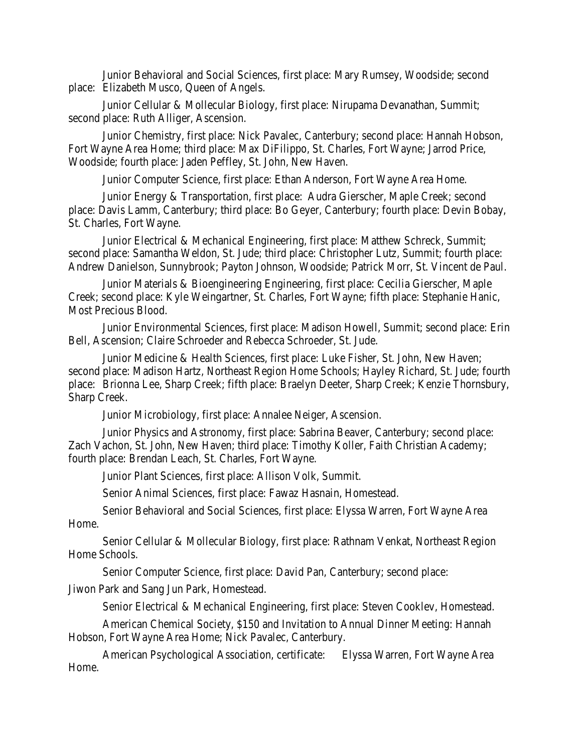Junior Behavioral and Social Sciences, first place: Mary Rumsey, Woodside; second place: Elizabeth Musco, Queen of Angels.

Junior Cellular & Mollecular Biology, first place: Nirupama Devanathan, Summit; second place: Ruth Alliger, Ascension.

Junior Chemistry, first place: Nick Pavalec, Canterbury; second place: Hannah Hobson, Fort Wayne Area Home; third place: Max DiFilippo, St. Charles, Fort Wayne; Jarrod Price, Woodside; fourth place: Jaden Peffley, St. John, New Haven.

Junior Computer Science, first place: Ethan Anderson, Fort Wayne Area Home.

Junior Energy & Transportation, first place: Audra Gierscher, Maple Creek; second place: Davis Lamm, Canterbury; third place: Bo Geyer, Canterbury; fourth place: Devin Bobay, St. Charles, Fort Wayne.

Junior Electrical & Mechanical Engineering, first place: Matthew Schreck, Summit; second place: Samantha Weldon, St. Jude; third place: Christopher Lutz, Summit; fourth place: Andrew Danielson, Sunnybrook; Payton Johnson, Woodside; Patrick Morr, St. Vincent de Paul.

Junior Materials & Bioengineering Engineering, first place: Cecilia Gierscher, Maple Creek; second place: Kyle Weingartner, St. Charles, Fort Wayne; fifth place: Stephanie Hanic, Most Precious Blood.

Junior Environmental Sciences, first place: Madison Howell, Summit; second place: Erin Bell, Ascension; Claire Schroeder and Rebecca Schroeder, St. Jude.

Junior Medicine & Health Sciences, first place: Luke Fisher, St. John, New Haven; second place: Madison Hartz, Northeast Region Home Schools; Hayley Richard, St. Jude; fourth place: Brionna Lee, Sharp Creek; fifth place: Braelyn Deeter, Sharp Creek; Kenzie Thornsbury, Sharp Creek.

Junior Microbiology, first place: Annalee Neiger, Ascension.

Junior Physics and Astronomy, first place: Sabrina Beaver, Canterbury; second place: Zach Vachon, St. John, New Haven; third place: Timothy Koller, Faith Christian Academy; fourth place: Brendan Leach, St. Charles, Fort Wayne.

Junior Plant Sciences, first place: Allison Volk, Summit.

Senior Animal Sciences, first place: Fawaz Hasnain, Homestead.

Senior Behavioral and Social Sciences, first place: Elyssa Warren, Fort Wayne Area Home.

Senior Cellular & Mollecular Biology, first place: Rathnam Venkat, Northeast Region Home Schools.

Senior Computer Science, first place: David Pan, Canterbury; second place: Jiwon Park and Sang Jun Park, Homestead.

Senior Electrical & Mechanical Engineering, first place: Steven Cooklev, Homestead.

American Chemical Society, $150 and Invitation to Annual Dinner Meeting: Hannah Hobson, Fort Wayne Area Home; Nick Pavalec, Canterbury.

American Psychological Association, certificate: Elyssa Warren, Fort Wayne Area Home.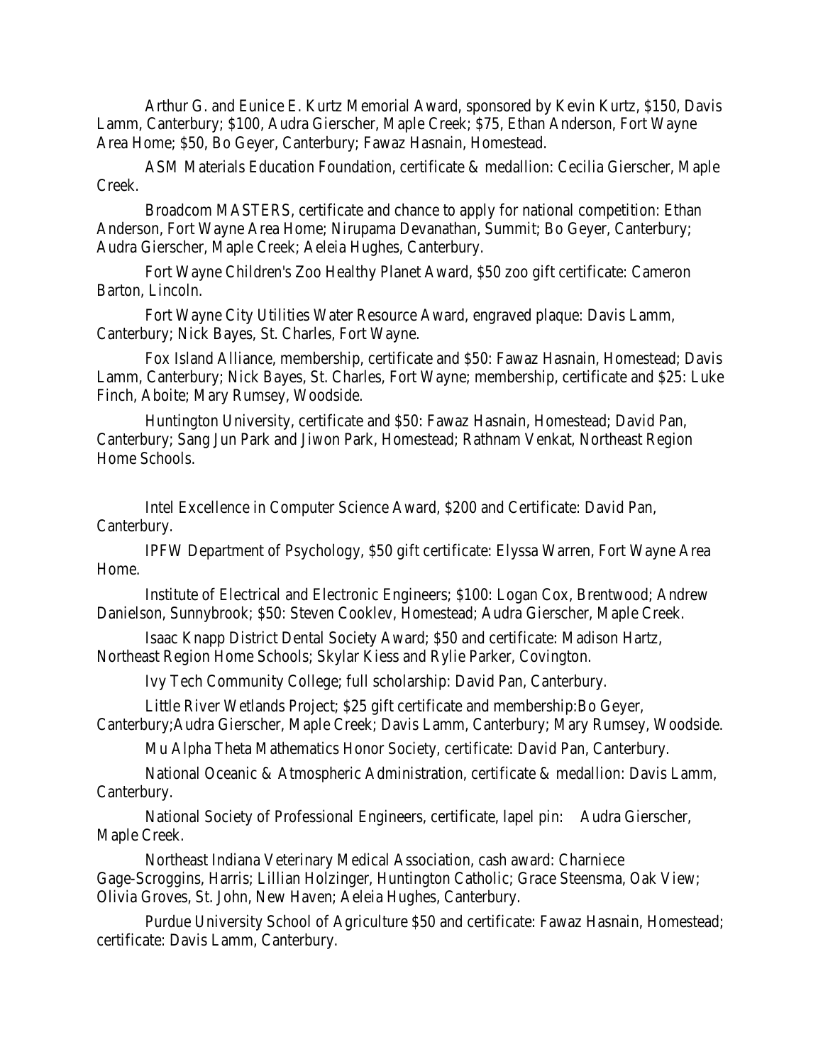Arthur G. and Eunice E. Kurtz Memorial Award, sponsored by Kevin Kurtz, $150, Davis Lamm, Canterbury; $100, Audra Gierscher, Maple Creek; $75, Ethan Anderson, Fort Wayne Area Home; $50, Bo Geyer, Canterbury; Fawaz Hasnain, Homestead.

ASM Materials Education Foundation, certificate & medallion: Cecilia Gierscher, Maple Creek.

Broadcom MASTERS, certificate and chance to apply for national competition: Ethan Anderson, Fort Wayne Area Home; Nirupama Devanathan, Summit; Bo Geyer, Canterbury; Audra Gierscher, Maple Creek; Aeleia Hughes, Canterbury.

Fort Wayne Children's Zoo Healthy Planet Award, $50 zoo gift certificate: Cameron Barton, Lincoln.

Fort Wayne City Utilities Water Resource Award, engraved plaque: Davis Lamm, Canterbury; Nick Bayes, St. Charles, Fort Wayne.

Fox Island Alliance, membership, certificate and $50: Fawaz Hasnain, Homestead; Davis Lamm, Canterbury; Nick Bayes, St. Charles, Fort Wayne; membership, certificate and $25: Luke Finch, Aboite; Mary Rumsey, Woodside.

Huntington University, certificate and $50: Fawaz Hasnain, Homestead; David Pan, Canterbury; Sang Jun Park and Jiwon Park, Homestead; Rathnam Venkat, Northeast Region Home Schools.

Intel Excellence in Computer Science Award, $200 and Certificate: David Pan, Canterbury.

IPFW Department of Psychology, $50 gift certificate: Elyssa Warren, Fort Wayne Area Home.

Institute of Electrical and Electronic Engineers; $100: Logan Cox, Brentwood; Andrew Danielson, Sunnybrook; $50: Steven Cooklev, Homestead; Audra Gierscher, Maple Creek.

Isaac Knapp District Dental Society Award; $50 and certificate: Madison Hartz, Northeast Region Home Schools; Skylar Kiess and Rylie Parker, Covington.

Ivy Tech Community College; full scholarship: David Pan, Canterbury.

Little River Wetlands Project; $25 gift certificate and membership:Bo Geyer, Canterbury;Audra Gierscher, Maple Creek; Davis Lamm, Canterbury; Mary Rumsey, Woodside.

Mu Alpha Theta Mathematics Honor Society, certificate: David Pan, Canterbury.

National Oceanic & Atmospheric Administration, certificate & medallion: Davis Lamm, Canterbury.

National Society of Professional Engineers, certificate, lapel pin: Audra Gierscher, Maple Creek.

Northeast Indiana Veterinary Medical Association, cash award: Charniece Gage-Scroggins, Harris; Lillian Holzinger, Huntington Catholic; Grace Steensma, Oak View; Olivia Groves, St. John, New Haven; Aeleia Hughes, Canterbury.

Purdue University School of Agriculture $50 and certificate: Fawaz Hasnain, Homestead; certificate: Davis Lamm, Canterbury.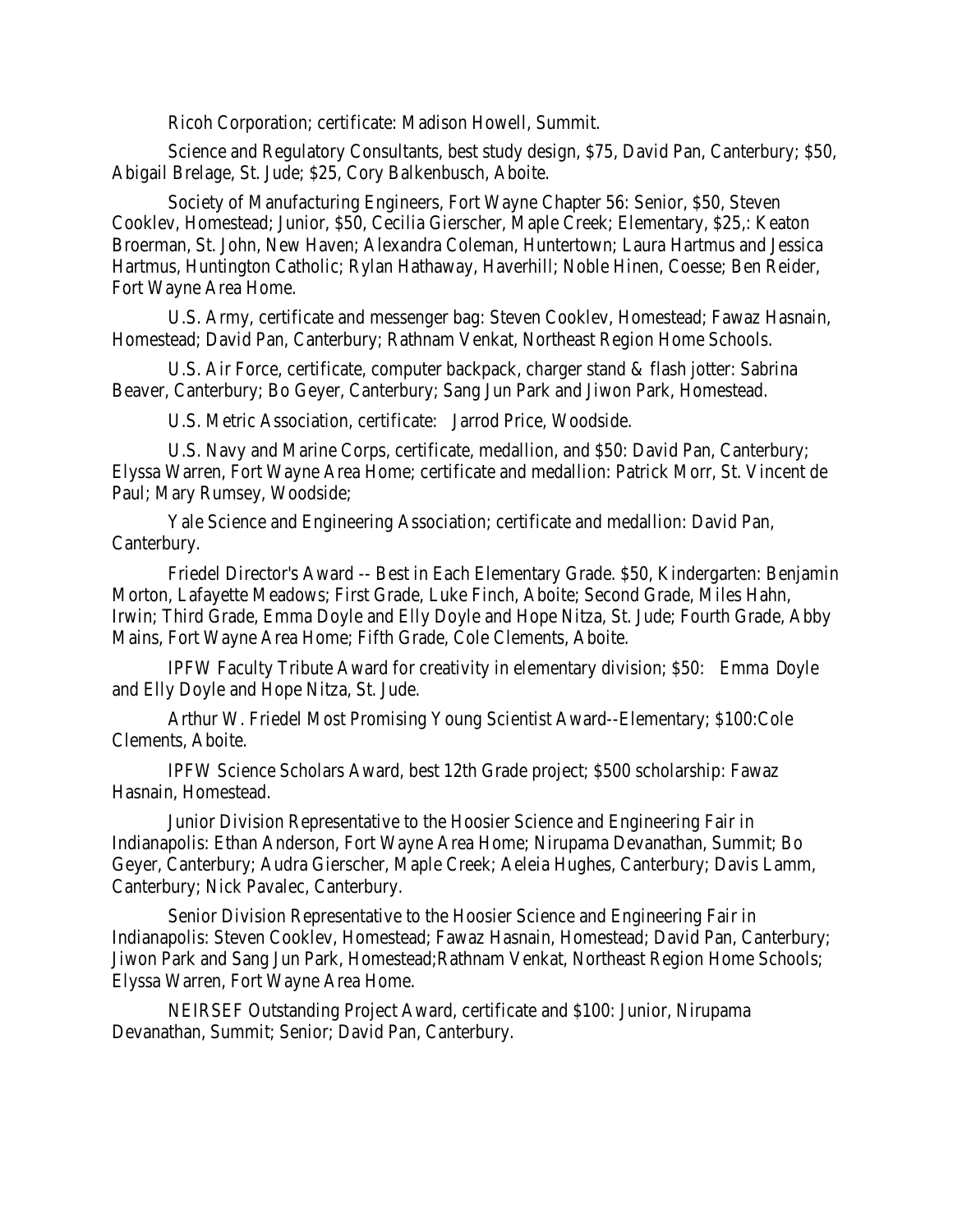Ricoh Corporation; certificate: Madison Howell, Summit.

Science and Regulatory Consultants, best study design, $75, David Pan, Canterbury; $50, Abigail Brelage, St. Jude; $25, Cory Balkenbusch, Aboite.

Society of Manufacturing Engineers, Fort Wayne Chapter 56: Senior, $50, Steven Cooklev, Homestead; Junior, $50, Cecilia Gierscher, Maple Creek; Elementary, $25,: Keaton Broerman, St. John, New Haven; Alexandra Coleman, Huntertown; Laura Hartmus and Jessica Hartmus, Huntington Catholic; Rylan Hathaway, Haverhill; Noble Hinen, Coesse; Ben Reider, Fort Wayne Area Home.

U.S. Army, certificate and messenger bag: Steven Cooklev, Homestead; Fawaz Hasnain, Homestead; David Pan, Canterbury; Rathnam Venkat, Northeast Region Home Schools.

U.S. Air Force, certificate, computer backpack, charger stand & flash jotter: Sabrina Beaver, Canterbury; Bo Geyer, Canterbury; Sang Jun Park and Jiwon Park, Homestead.

U.S. Metric Association, certificate: Jarrod Price, Woodside.

U.S. Navy and Marine Corps, certificate, medallion, and $50: David Pan, Canterbury; Elyssa Warren, Fort Wayne Area Home; certificate and medallion: Patrick Morr, St. Vincent de Paul; Mary Rumsey, Woodside;

Yale Science and Engineering Association; certificate and medallion: David Pan, Canterbury.

Friedel Director's Award -- Best in Each Elementary Grade. $50, Kindergarten: Benjamin Morton, Lafayette Meadows; First Grade, Luke Finch, Aboite; Second Grade, Miles Hahn, Irwin; Third Grade, Emma Doyle and Elly Doyle and Hope Nitza, St. Jude; Fourth Grade, Abby Mains, Fort Wayne Area Home; Fifth Grade, Cole Clements, Aboite.

IPFW Faculty Tribute Award for creativity in elementary division; $50: Emma Doyle and Elly Doyle and Hope Nitza, St. Jude.

Arthur W. Friedel Most Promising Young Scientist Award--Elementary; $100:Cole Clements, Aboite.

IPFW Science Scholars Award, best 12th Grade project; $500 scholarship: Fawaz Hasnain, Homestead.

Junior Division Representative to the Hoosier Science and Engineering Fair in Indianapolis: Ethan Anderson, Fort Wayne Area Home; Nirupama Devanathan, Summit; Bo Geyer, Canterbury; Audra Gierscher, Maple Creek; Aeleia Hughes, Canterbury; Davis Lamm, Canterbury; Nick Pavalec, Canterbury.

Senior Division Representative to the Hoosier Science and Engineering Fair in Indianapolis: Steven Cooklev, Homestead; Fawaz Hasnain, Homestead; David Pan, Canterbury; Jiwon Park and Sang Jun Park, Homestead;Rathnam Venkat, Northeast Region Home Schools; Elyssa Warren, Fort Wayne Area Home.

NEIRSEF Outstanding Project Award, certificate and $100: Junior, Nirupama Devanathan, Summit; Senior; David Pan, Canterbury.